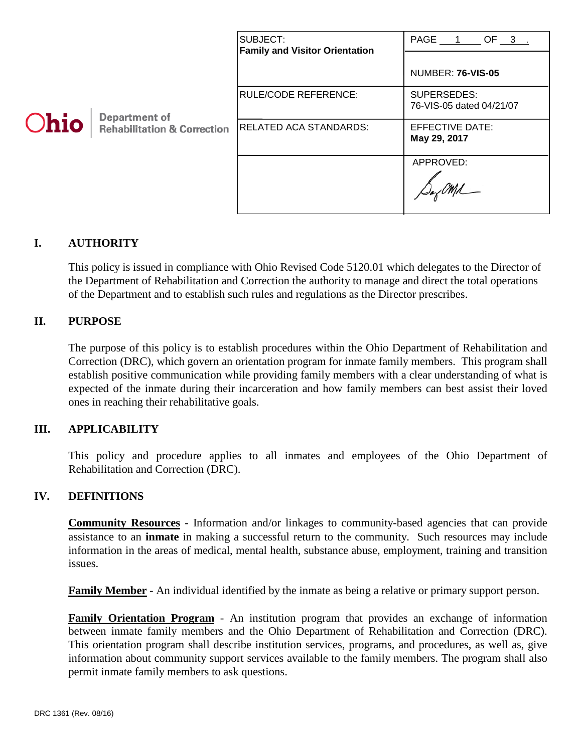| Ohio Department of Rehabilitation & Correction | SUBJECT: **Family and Visitor Orientation** | PAGE 1 OF 3 . NUMBER: **76-VIS-05** |
|---|---|---|
| | RULE/CODE REFERENCE: | SUPERSEDES: 76-VIS-05 dated 04/21/07 |
| | RELATED ACA STANDARDS: | EFFECTIVE DATE: **May 29, 2017** |
| | | APPROVED: |

## I. AUTHORITY

This policy is issued in compliance with Ohio Revised Code 5120.01 which delegates to the Director of the Department of Rehabilitation and Correction the authority to manage and direct the total operations of the Department and to establish such rules and regulations as the Director prescribes.

## II. PURPOSE

The purpose of this policy is to establish procedures within the Ohio Department of Rehabilitation and Correction (DRC), which govern an orientation program for inmate family members. This program shall establish positive communication while providing family members with a clear understanding of what is expected of the inmate during their incarceration and how family members can best assist their loved ones in reaching their rehabilitative goals.

## III. APPLICABILITY

This policy and procedure applies to all inmates and employees of the Ohio Department of Rehabilitation and Correction (DRC).

## IV. DEFINITIONS

**Community Resources** - Information and/or linkages to community-based agencies that can provide assistance to an **inmate** in making a successful return to the community. Such resources may include information in the areas of medical, mental health, substance abuse, employment, training and transition issues.

**Family Member** - An individual identified by the inmate as being a relative or primary support person.

**Family Orientation Program** - An institution program that provides an exchange of information between inmate family members and the Ohio Department of Rehabilitation and Correction (DRC). This orientation program shall describe institution services, programs, and procedures, as well as, give information about community support services available to the family members. The program shall also permit inmate family members to ask questions.

DRC 1361 (Rev. 08/16)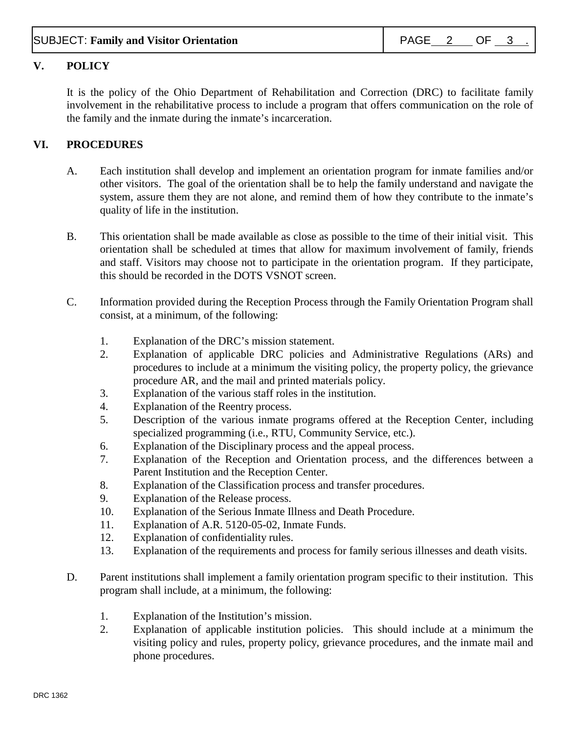## V. POLICY

It is the policy of the Ohio Department of Rehabilitation and Correction (DRC) to facilitate family involvement in the rehabilitative process to include a program that offers communication on the role of the family and the inmate during the inmate's incarceration.

## VI. PROCEDURES

A. Each institution shall develop and implement an orientation program for inmate families and/or other visitors. The goal of the orientation shall be to help the family understand and navigate the system, assure them they are not alone, and remind them of how they contribute to the inmate's quality of life in the institution.

B. This orientation shall be made available as close as possible to the time of their initial visit. This orientation shall be scheduled at times that allow for maximum involvement of family, friends and staff. Visitors may choose not to participate in the orientation program. If they participate, this should be recorded in the DOTS VSNOT screen.

C. Information provided during the Reception Process through the Family Orientation Program shall consist, at a minimum, of the following:

1. Explanation of the DRC's mission statement.
2. Explanation of applicable DRC policies and Administrative Regulations (ARs) and procedures to include at a minimum the visiting policy, the property policy, the grievance procedure AR, and the mail and printed materials policy.
3. Explanation of the various staff roles in the institution.
4. Explanation of the Reentry process.
5. Description of the various inmate programs offered at the Reception Center, including specialized programming (i.e., RTU, Community Service, etc.).
6. Explanation of the Disciplinary process and the appeal process.
7. Explanation of the Reception and Orientation process, and the differences between a Parent Institution and the Reception Center.
8. Explanation of the Classification process and transfer procedures.
9. Explanation of the Release process.
10. Explanation of the Serious Inmate Illness and Death Procedure.
11. Explanation of A.R. 5120-05-02, Inmate Funds.
12. Explanation of confidentiality rules.
13. Explanation of the requirements and process for family serious illnesses and death visits.

D. Parent institutions shall implement a family orientation program specific to their institution. This program shall include, at a minimum, the following:

1. Explanation of the Institution's mission.
2. Explanation of applicable institution policies. This should include at a minimum the visiting policy and rules, property policy, grievance procedures, and the inmate mail and phone procedures.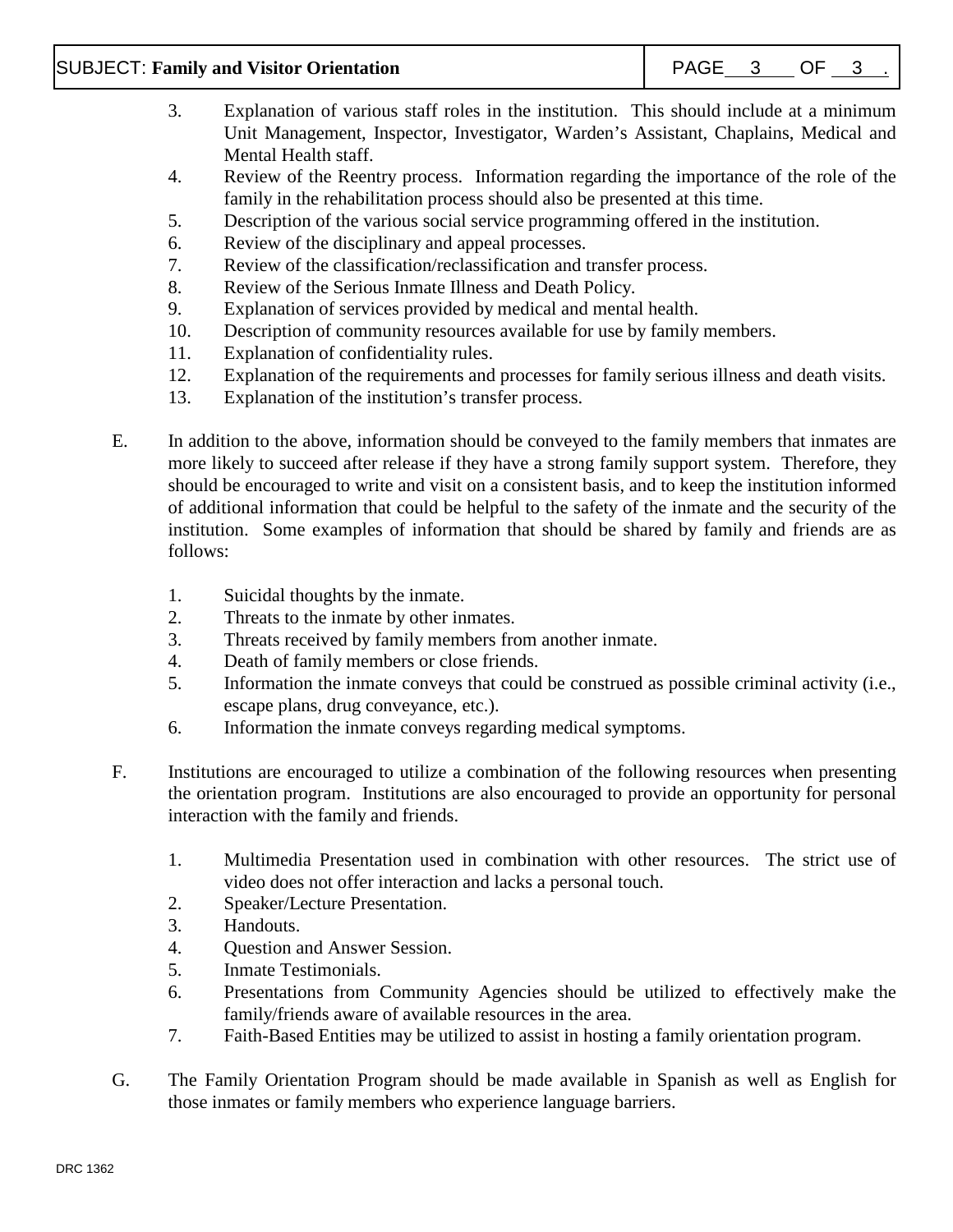3. Explanation of various staff roles in the institution. This should include at a minimum Unit Management, Inspector, Investigator, Warden's Assistant, Chaplains, Medical and Mental Health staff.
4. Review of the Reentry process. Information regarding the importance of the role of the family in the rehabilitation process should also be presented at this time.
5. Description of the various social service programming offered in the institution.
6. Review of the disciplinary and appeal processes.
7. Review of the classification/reclassification and transfer process.
8. Review of the Serious Inmate Illness and Death Policy.
9. Explanation of services provided by medical and mental health.
10. Description of community resources available for use by family members.
11. Explanation of confidentiality rules.
12. Explanation of the requirements and processes for family serious illness and death visits.
13. Explanation of the institution's transfer process.

E. In addition to the above, information should be conveyed to the family members that inmates are more likely to succeed after release if they have a strong family support system. Therefore, they should be encouraged to write and visit on a consistent basis, and to keep the institution informed of additional information that could be helpful to the safety of the inmate and the security of the institution. Some examples of information that should be shared by family and friends are as follows:

   1. Suicidal thoughts by the inmate.
   2. Threats to the inmate by other inmates.
   3. Threats received by family members from another inmate.
   4. Death of family members or close friends.
   5. Information the inmate conveys that could be construed as possible criminal activity (i.e., escape plans, drug conveyance, etc.).
   6. Information the inmate conveys regarding medical symptoms.

F. Institutions are encouraged to utilize a combination of the following resources when presenting the orientation program. Institutions are also encouraged to provide an opportunity for personal interaction with the family and friends.

   1. Multimedia Presentation used in combination with other resources. The strict use of video does not offer interaction and lacks a personal touch.
   2. Speaker/Lecture Presentation.
   3. Handouts.
   4. Question and Answer Session.
   5. Inmate Testimonials.
   6. Presentations from Community Agencies should be utilized to effectively make the family/friends aware of available resources in the area.
   7. Faith-Based Entities may be utilized to assist in hosting a family orientation program.

G. The Family Orientation Program should be made available in Spanish as well as English for those inmates or family members who experience language barriers.